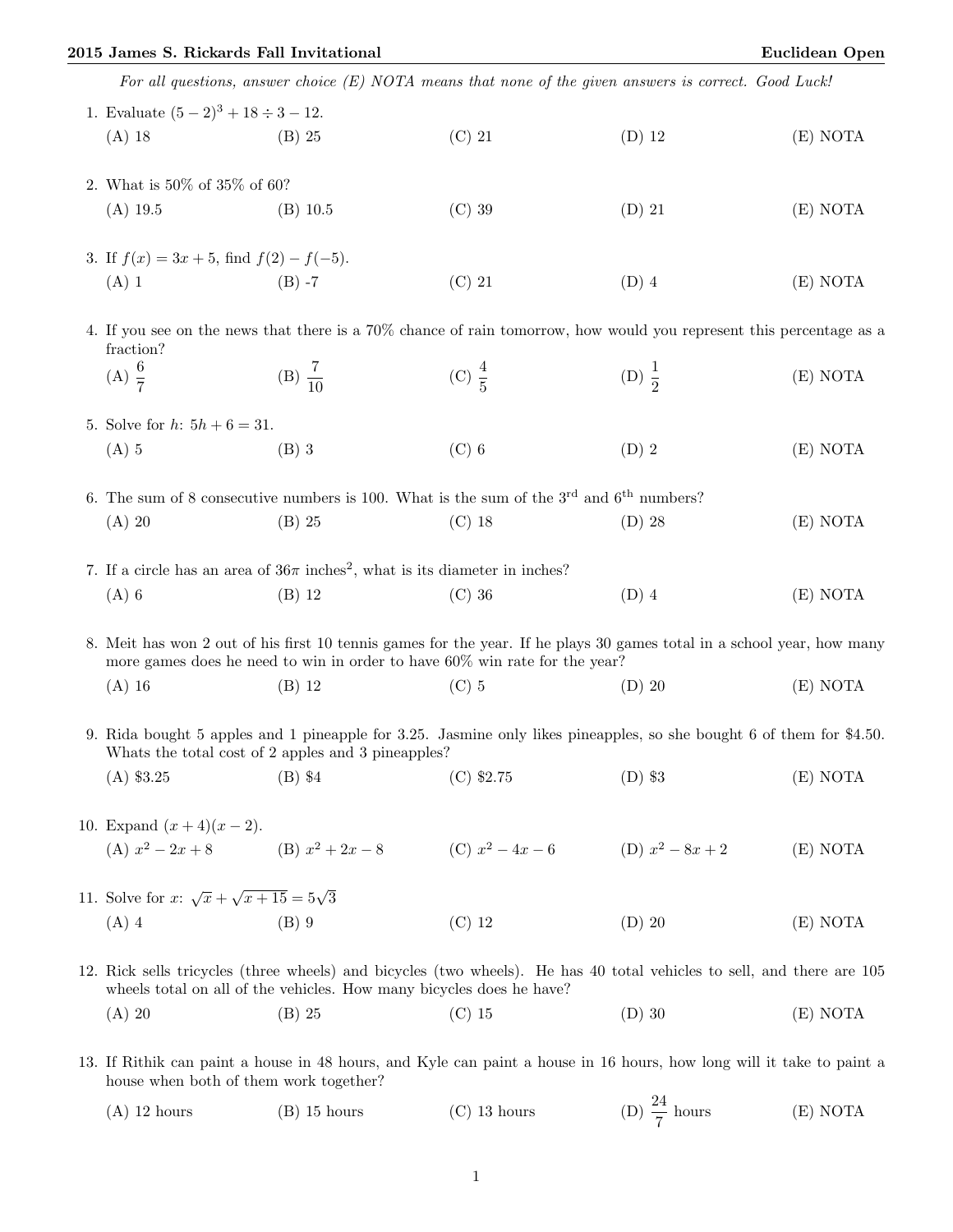**2015 James S. Rickards Fall Invitational** **Euclidean Open**

*For all questions, answer choice (E) NOTA means that none of the given answers is correct. Good Luck!*

1. Evaluate $(5-2)^3 + 18 \div 3 - 12$.

   (A) 18 (B) 25 (C) 21 (D) 12 (E) NOTA

2. What is 50% of 35% of 60?

   (A) 19.5 (B) 10.5 (C) 39 (D) 21 (E) NOTA

3. If $f(x) = 3x + 5$, find $f(2) - f(-5)$.

   (A) 1 (B) -7 (C) 21 (D) 4 (E) NOTA

4. If you see on the news that there is a 70% chance of rain tomorrow, how would you represent this percentage as a fraction?

   (A) $\frac{6}{7}$ (B) $\frac{7}{10}$ (C) $\frac{4}{5}$ (D) $\frac{1}{2}$ (E) NOTA

5. Solve for $h$: $5h + 6 = 31$.

   (A) 5 (B) 3 (C) 6 (D) 2 (E) NOTA

6. The sum of 8 consecutive numbers is 100. What is the sum of the 3rd and 6th numbers?

   (A) 20 (B) 25 (C) 18 (D) 28 (E) NOTA

7. If a circle has an area of $36\pi$ inches$^2$, what is its diameter in inches?

   (A) 6 (B) 12 (C) 36 (D) 4 (E) NOTA

8. Meit has won 2 out of his first 10 tennis games for the year. If he plays 30 games total in a school year, how many more games does he need to win in order to have 60% win rate for the year?

   (A) 16 (B) 12 (C) 5 (D) 20 (E) NOTA

9. Rida bought 5 apples and 1 pineapple for 3.25. Jasmine only likes pineapples, so she bought 6 of them for \$4.50. Whats the total cost of 2 apples and 3 pineapples?

   (A) \$3.25 (B) \$4 (C) \$2.75 (D) \$3 (E) NOTA

10. Expand $(x+4)(x-2)$.

    (A) $x^2 - 2x + 8$ (B) $x^2 + 2x - 8$ (C) $x^2 - 4x - 6$ (D) $x^2 - 8x + 2$ (E) NOTA

11. Solve for $x$: $\sqrt{x} + \sqrt{x+15} = 5\sqrt{3}$

    (A) 4 (B) 9 (C) 12 (D) 20 (E) NOTA

12. Rick sells tricycles (three wheels) and bicycles (two wheels). He has 40 total vehicles to sell, and there are 105 wheels total on all of the vehicles. How many bicycles does he have?

    (A) 20 (B) 25 (C) 15 (D) 30 (E) NOTA

13. If Rithik can paint a house in 48 hours, and Kyle can paint a house in 16 hours, how long will it take to paint a house when both of them work together?

    (A) 12 hours (B) 15 hours (C) 13 hours (D) $\frac{24}{7}$ hours (E) NOTA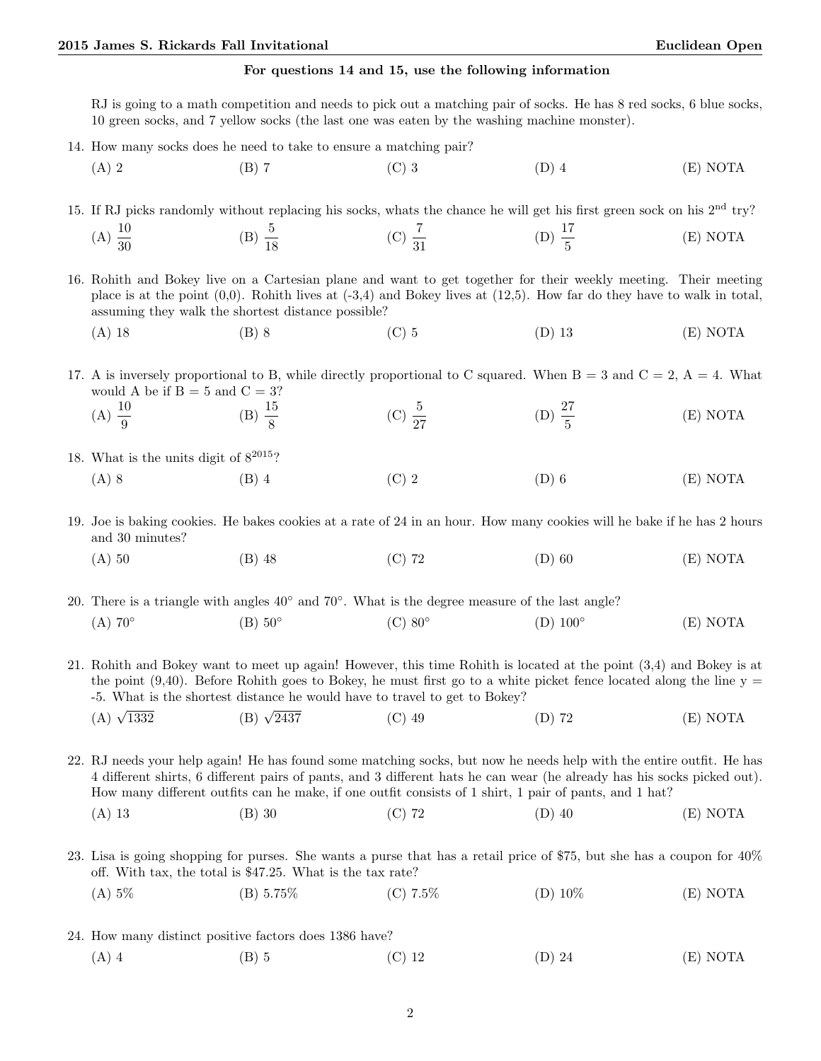**For questions 14 and 15, use the following information**

RJ is going to a math competition and needs to pick out a matching pair of socks. He has 8 red socks, 6 blue socks, 10 green socks, and 7 yellow socks (the last one was eaten by the washing machine monster).

14. How many socks does he need to take to ensure a matching pair?

(A) 2 (B) 7 (C) 3 (D) 4 (E) NOTA

15. If RJ picks randomly without replacing his socks, whats the chance he will get his first green sock on his 2nd try?

(A) $\frac{10}{30}$ (B) $\frac{5}{18}$ (C) $\frac{7}{31}$ (D) $\frac{17}{5}$ (E) NOTA

16. Rohith and Bokey live on a Cartesian plane and want to get together for their weekly meeting. Their meeting place is at the point (0,0). Rohith lives at (-3,4) and Bokey lives at (12,5). How far do they have to walk in total, assuming they walk the shortest distance possible?

(A) 18 (B) 8 (C) 5 (D) 13 (E) NOTA

17. A is inversely proportional to B, while directly proportional to C squared. When B = 3 and C = 2, A = 4. What would A be if B = 5 and C = 3?

(A) $\frac{10}{9}$ (B) $\frac{15}{8}$ (C) $\frac{5}{27}$ (D) $\frac{27}{5}$ (E) NOTA

18. What is the units digit of $8^{2015}$?

(A) 8 (B) 4 (C) 2 (D) 6 (E) NOTA

19. Joe is baking cookies. He bakes cookies at a rate of 24 in an hour. How many cookies will he bake if he has 2 hours and 30 minutes?

(A) 50 (B) 48 (C) 72 (D) 60 (E) NOTA

20. There is a triangle with angles 40° and 70°. What is the degree measure of the last angle?

(A) 70° (B) 50° (C) 80° (D) 100° (E) NOTA

21. Rohith and Bokey want to meet up again! However, this time Rohith is located at the point (3,4) and Bokey is at the point (9,40). Before Rohith goes to Bokey, he must first go to a white picket fence located along the line y = -5. What is the shortest distance he would have to travel to get to Bokey?

(A) $\sqrt{1332}$ (B) $\sqrt{2437}$ (C) 49 (D) 72 (E) NOTA

22. RJ needs your help again! He has found some matching socks, but now he needs help with the entire outfit. He has 4 different shirts, 6 different pairs of pants, and 3 different hats he can wear (he already has his socks picked out). How many different outfits can he make, if one outfit consists of 1 shirt, 1 pair of pants, and 1 hat?

(A) 13 (B) 30 (C) 72 (D) 40 (E) NOTA

23. Lisa is going shopping for purses. She wants a purse that has a retail price of \$75, but she has a coupon for 40% off. With tax, the total is \$47.25. What is the tax rate?

(A) 5% (B) 5.75% (C) 7.5% (D) 10% (E) NOTA

24. How many distinct positive factors does 1386 have?

(A) 4 (B) 5 (C) 12 (D) 24 (E) NOTA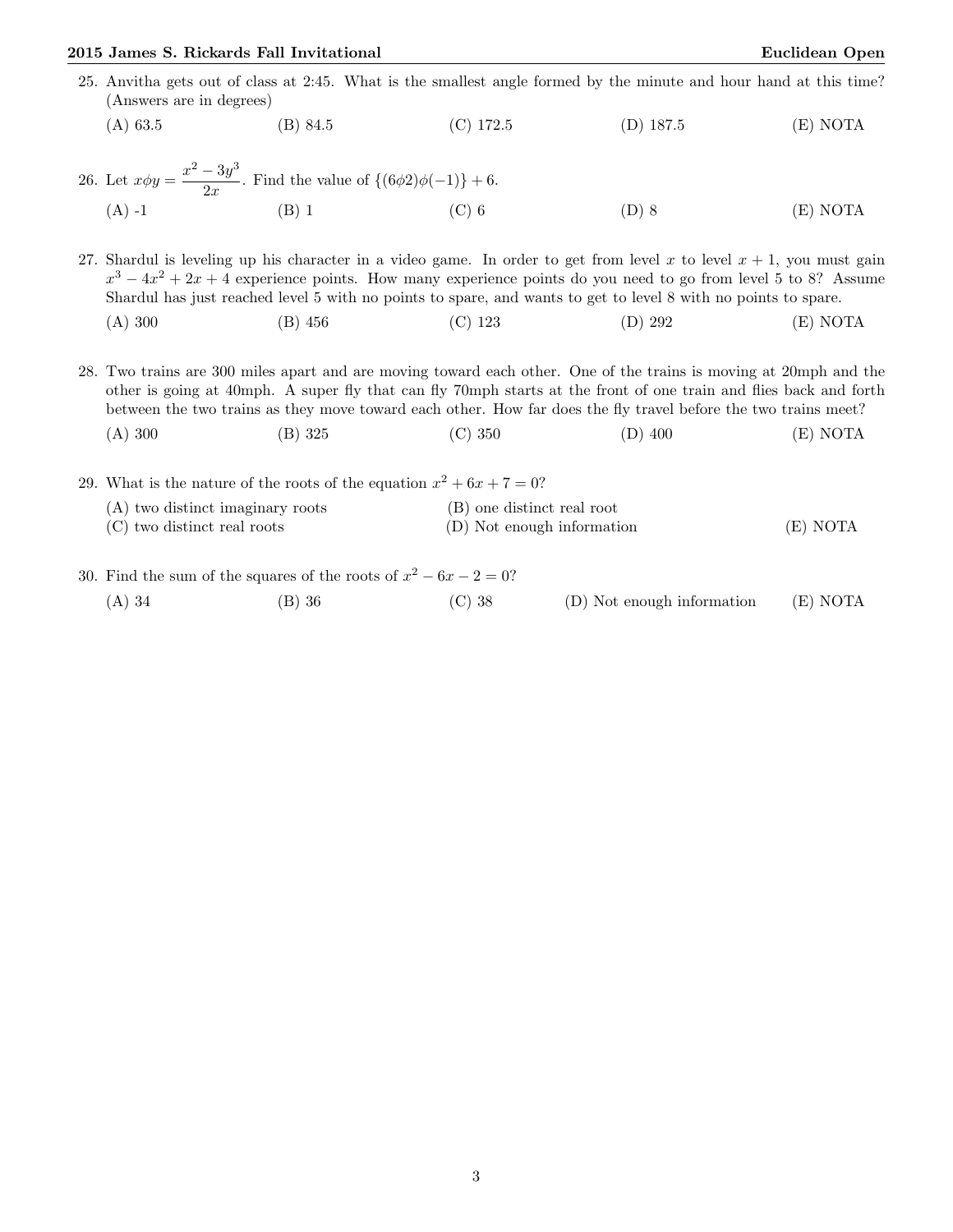25. Anvitha gets out of class at 2:45. What is the smallest angle formed by the minute and hour hand at this time? (Answers are in degrees)

(A) 63.5 (B) 84.5 (C) 172.5 (D) 187.5 (E) NOTA

26. Let $x\phi y = \dfrac{x^2 - 3y^3}{2x}$. Find the value of $\{(6\phi 2)\phi(-1)\} + 6$.

(A) -1 (B) 1 (C) 6 (D) 8 (E) NOTA

27. Shardul is leveling up his character in a video game. In order to get from level $x$ to level $x+1$, you must gain $x^3 - 4x^2 + 2x + 4$ experience points. How many experience points do you need to go from level 5 to 8? Assume Shardul has just reached level 5 with no points to spare, and wants to get to level 8 with no points to spare.

(A) 300 (B) 456 (C) 123 (D) 292 (E) NOTA

28. Two trains are 300 miles apart and are moving toward each other. One of the trains is moving at 20mph and the other is going at 40mph. A super fly that can fly 70mph starts at the front of one train and flies back and forth between the two trains as they move toward each other. How far does the fly travel before the two trains meet?

(A) 300 (B) 325 (C) 350 (D) 400 (E) NOTA

29. What is the nature of the roots of the equation $x^2 + 6x + 7 = 0$?

(A) two distinct imaginary roots (B) one distinct real root
(C) two distinct real roots (D) Not enough information (E) NOTA

30. Find the sum of the squares of the roots of $x^2 - 6x - 2 = 0$?

(A) 34 (B) 36 (C) 38 (D) Not enough information (E) NOTA